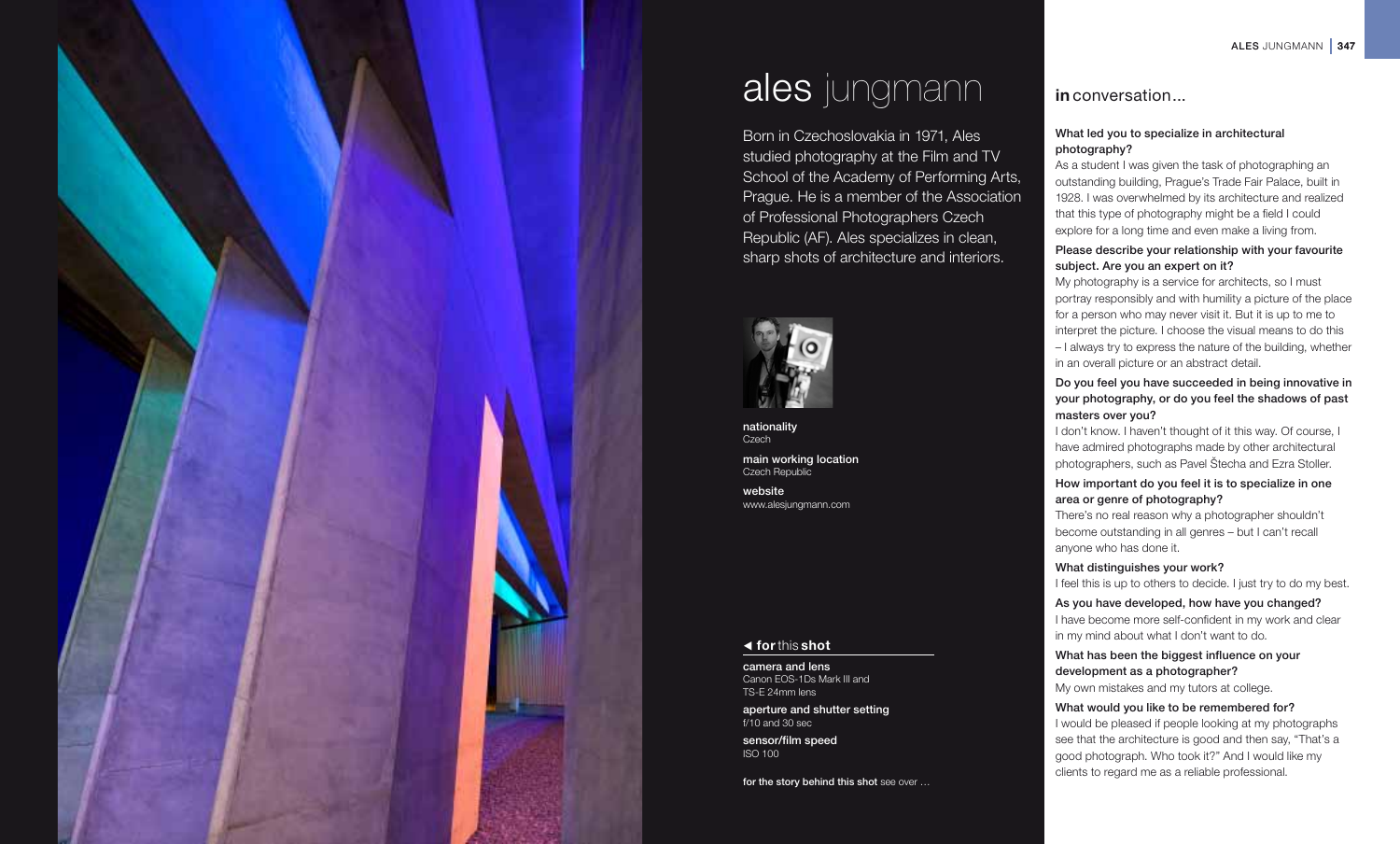# ales jungmann

Born in Czechoslovakia in 1971, Ales studied photography at the Film and TV School of the Academy of Performing Arts, Prague. He is a member of the Association of Professional Photographers Czech Republic (AF). Ales specializes in clean, sharp shots of architecture and interiors.

**nationality**
Czech

**main working location**
Czech Republic

**website**
www.alesjungmann.com

### ◄ for this shot

**camera and lens**
Canon EOS-1Ds Mark III and TS-E 24mm lens

**aperture and shutter setting**
f/10 and 30 sec

**sensor/film speed**
ISO 100

**for the story behind this shot** see over ...

## in conversation...

**What led you to specialize in architectural photography?**
As a student I was given the task of photographing an outstanding building, Prague's Trade Fair Palace, built in 1928. I was overwhelmed by its architecture and realized that this type of photography might be a field I could explore for a long time and even make a living from.

**Please describe your relationship with your favourite subject. Are you an expert on it?**
My photography is a service for architects, so I must portray responsibly and with humility a picture of the place for a person who may never visit it. But it is up to me to interpret the picture. I choose the visual means to do this – I always try to express the nature of the building, whether in an overall picture or an abstract detail.

**Do you feel you have succeeded in being innovative in your photography, or do you feel the shadows of past masters over you?**
I don't know. I haven't thought of it this way. Of course, I have admired photographs made by other architectural photographers, such as Pavel Štecha and Ezra Stoller.

**How important do you feel it is to specialize in one area or genre of photography?**
There's no real reason why a photographer shouldn't become outstanding in all genres – but I can't recall anyone who has done it.

**What distinguishes your work?**
I feel this is up to others to decide. I just try to do my best.

**As you have developed, how have you changed?**
I have become more self-confident in my work and clear in my mind about what I don't want to do.

**What has been the biggest influence on your development as a photographer?**
My own mistakes and my tutors at college.

**What would you like to be remembered for?**
I would be pleased if people looking at my photographs see that the architecture is good and then say, "That's a good photograph. Who took it?" And I would like my clients to regard me as a reliable professional.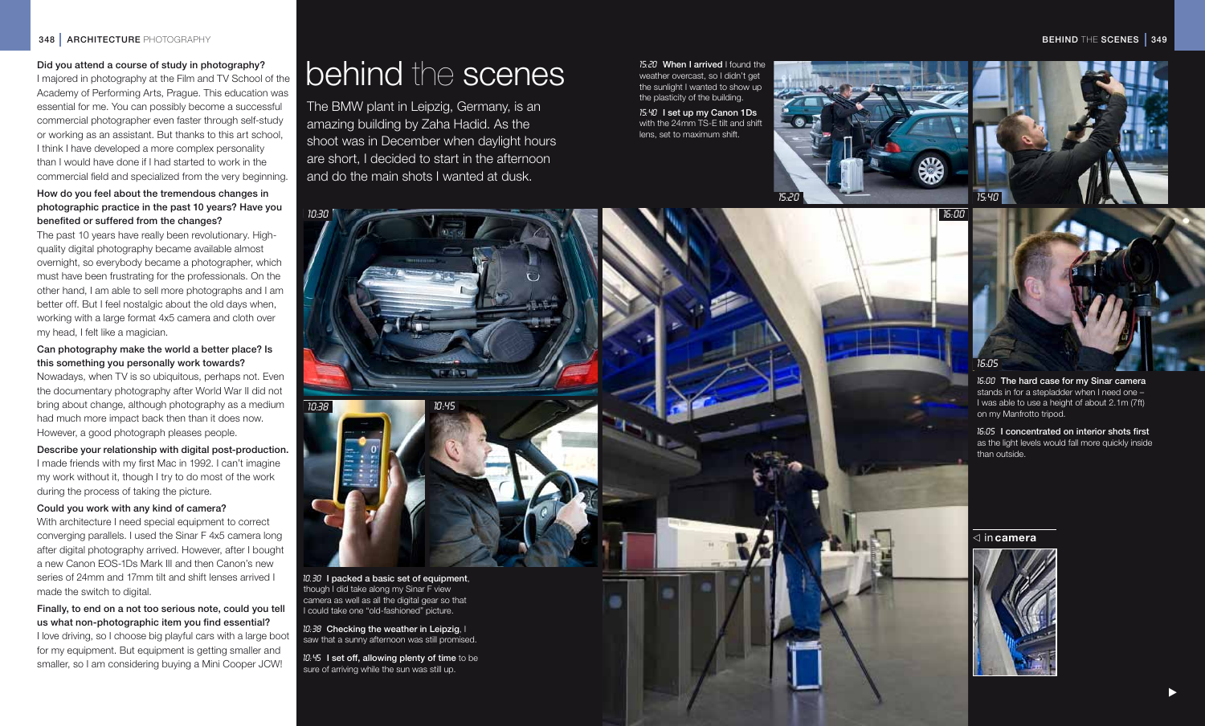**Did you attend a course of study in photography?**
I majored in photography at the Film and TV School of the Academy of Performing Arts, Prague. This education was essential for me. You can possibly become a successful commercial photographer even faster through self-study or working as an assistant. But thanks to this art school, I think I have developed a more complex personality than I would have done if I had started to work in the commercial field and specialized from the very beginning.

**How do you feel about the tremendous changes in photographic practice in the past 10 years? Have you benefited or suffered from the changes?**
The past 10 years have really been revolutionary. High-quality digital photography became available almost overnight, so everybody became a photographer, which must have been frustrating for the professionals. On the other hand, I am able to sell more photographs and I am better off. But I feel nostalgic about the old days when, working with a large format 4x5 camera and cloth over my head, I felt like a magician.

**Can photography make the world a better place? Is this something you personally work towards?**
Nowadays, when TV is so ubiquitous, perhaps not. Even the documentary photography after World War II did not bring about change, although photography as a medium had much more impact back then than it does now. However, a good photograph pleases people.

**Describe your relationship with digital post-production.**
I made friends with my first Mac in 1992. I can't imagine my work without it, though I try to do most of the work during the process of taking the picture.

**Could you work with any kind of camera?**
With architecture I need special equipment to correct converging parallels. I used the Sinar F 4x5 camera long after digital photography arrived. However, after I bought a new Canon EOS-1Ds Mark III and then Canon's new series of 24mm and 17mm tilt and shift lenses arrived I made the switch to digital.

**Finally, to end on a not too serious note, could you tell us what non-photographic item you find essential?**
I love driving, so I choose big playful cars with a large boot for my equipment. But equipment is getting smaller and smaller, so I am considering buying a Mini Cooper JCW!

# behind the scenes

The BMW plant in Leipzig, Germany, is an amazing building by Zaha Hadid. As the shoot was in December when daylight hours are short, I decided to start in the afternoon and do the main shots I wanted at dusk.

10:30 **I packed a basic set of equipment**, though I did take along my Sinar F view camera as well as all the digital gear so that I could take one "old-fashioned" picture.

10:38 **Checking the weather in Leipzig**, I saw that a sunny afternoon was still promised.

10:45 **I set off, allowing plenty of time** to be sure of arriving while the sun was still up.

15:20 **When I arrived** I found the weather overcast, so I didn't get the sunlight I wanted to show up the plasticity of the building.

15:40 **I set up my Canon 1Ds** with the 24mm TS-E tilt and shift lens, set to maximum shift.

16:00 **The hard case for my Sinar camera** stands in for a stepladder when I need one – I was able to use a height of about 2.1m (7ft) on my Manfrotto tripod.

16:05 **I concentrated on interior shots first** as the light levels would fall more quickly inside than outside.

◁ in **camera**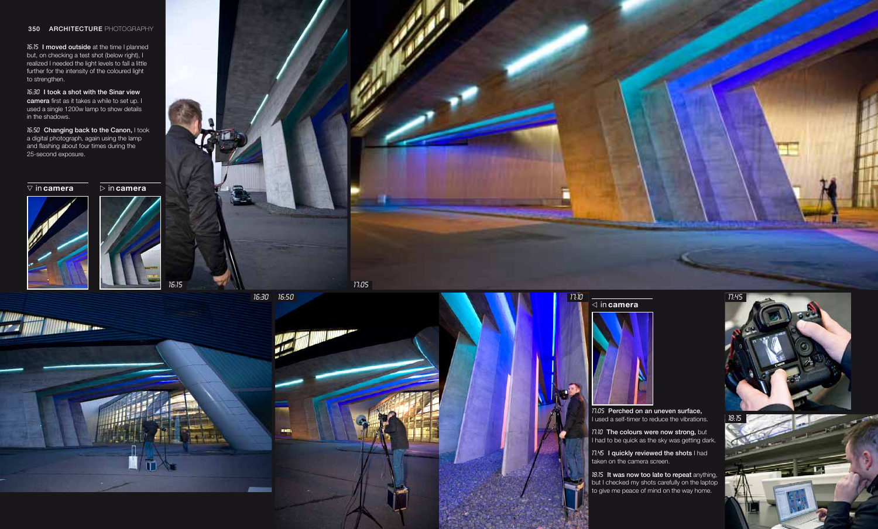**16:15 I moved outside** at the time I planned but, on checking a test shot (below right), I realized I needed the light levels to fall a little further for the intensity of the coloured light to strengthen.

**16:30 I took a shot with the Sinar view camera** first as it takes a while to set up. I used a single 1200w lamp to show details in the shadows.

**16:50 Changing back to the Canon,** I took a digital photograph, again using the lamp and flashing about four times during the 25-second exposure.

▽ in **camera**

▷ in **camera**

16:15

17:05

16:30

16:50

17:10

◁ in **camera**

**17:05 Perched on an uneven surface,** I used a self-timer to reduce the vibrations.

**17:10 The colours were now strong,** but I had to be quick as the sky was getting dark.

**17:45 I quickly reviewed the shots** I had taken on the camera screen.

**18:15 It was now too late to repeat** anything, but I checked my shots carefully on the laptop to give me peace of mind on the way home.

17:45

18:15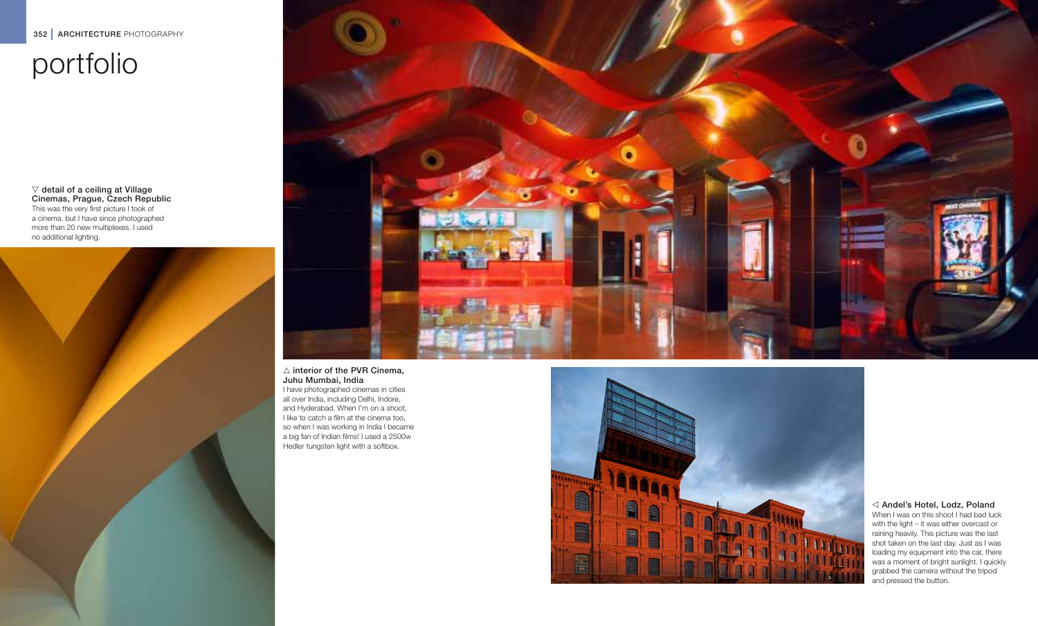# portfolio

▽ **detail of a ceiling at Village Cinemas, Prague, Czech Republic**
This was the very first picture I took of a cinema, but I have since photographed more than 20 new multiplexes. I used no additional lighting.

△ **interior of the PVR Cinema, Juhu Mumbai, India**
I have photographed cinemas in cities all over India, including Delhi, Indore, and Hyderabad. When I'm on a shoot, I like to catch a film at the cinema too, so when I was working in India I became a big fan of Indian films! I used a 2500w Hedler tungsten light with a softbox.

◁ **Andel's Hotel, Lodz, Poland**
When I was on this shoot I had bad luck with the light – it was either overcast or raining heavily. This picture was the last shot taken on the last day. Just as I was loading my equipment into the car, there was a moment of bright sunlight. I quickly grabbed the camera without the tripod and pressed the button.